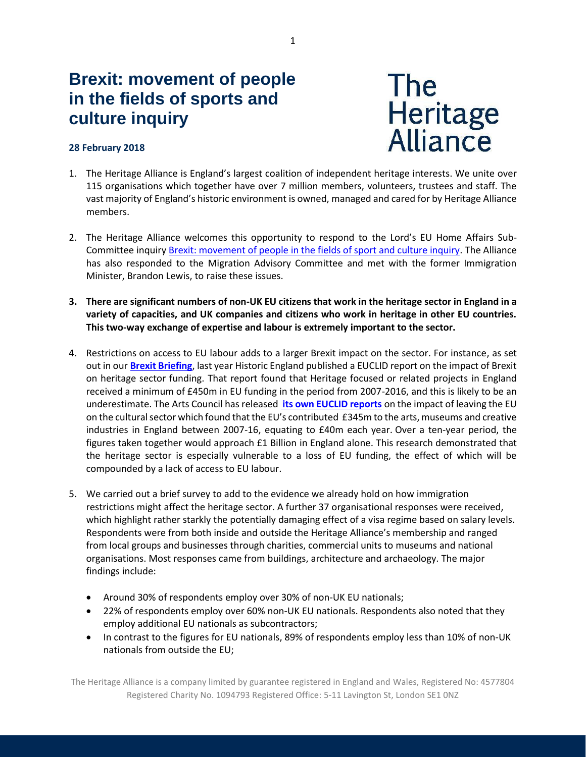# Brexit: movement of people in the fields of sports and culture inquiry

The Heritage Alliance

**28 February 2018**

1. The Heritage Alliance is England's largest coalition of independent heritage interests. We unite over 115 organisations which together have over 7 million members, volunteers, trustees and staff. The vast majority of England's historic environment is owned, managed and cared for by Heritage Alliance members.

2. The Heritage Alliance welcomes this opportunity to respond to the Lord's EU Home Affairs Sub-Committee inquiry Brexit: movement of people in the fields of sport and culture inquiry. The Alliance has also responded to the Migration Advisory Committee and met with the former Immigration Minister, Brandon Lewis, to raise these issues.

3. **There are significant numbers of non-UK EU citizens that work in the heritage sector in England in a variety of capacities, and UK companies and citizens who work in heritage in other EU countries. This two-way exchange of expertise and labour is extremely important to the sector.**

4. Restrictions on access to EU labour adds to a larger Brexit impact on the sector. For instance, as set out in our **Brexit Briefing**, last year Historic England published a EUCLID report on the impact of Brexit on heritage sector funding. That report found that Heritage focused or related projects in England received a minimum of £450m in EU funding in the period from 2007-2016, and this is likely to be an underestimate. The Arts Council has released **its own EUCLID reports** on the impact of leaving the EU on the cultural sector which found that the EU's contributed £345m to the arts, museums and creative industries in England between 2007-16, equating to £40m each year. Over a ten-year period, the figures taken together would approach £1 Billion in England alone. This research demonstrated that the heritage sector is especially vulnerable to a loss of EU funding, the effect of which will be compounded by a lack of access to EU labour.

5. We carried out a brief survey to add to the evidence we already hold on how immigration restrictions might affect the heritage sector. A further 37 organisational responses were received, which highlight rather starkly the potentially damaging effect of a visa regime based on salary levels. Respondents were from both inside and outside the Heritage Alliance's membership and ranged from local groups and businesses through charities, commercial units to museums and national organisations. Most responses came from buildings, architecture and archaeology. The major findings include:

   - Around 30% of respondents employ over 30% of non-UK EU nationals;
   - 22% of respondents employ over 60% non-UK EU nationals. Respondents also noted that they employ additional EU nationals as subcontractors;
   - In contrast to the figures for EU nationals, 89% of respondents employ less than 10% of non-UK nationals from outside the EU;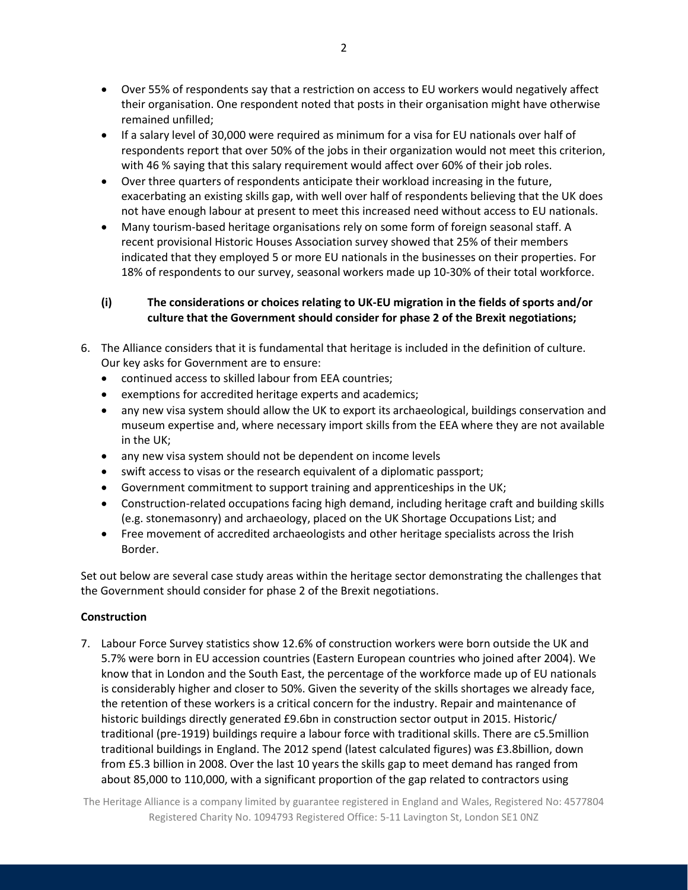- Over 55% of respondents say that a restriction on access to EU workers would negatively affect their organisation. One respondent noted that posts in their organisation might have otherwise remained unfilled;
- If a salary level of 30,000 were required as minimum for a visa for EU nationals over half of respondents report that over 50% of the jobs in their organization would not meet this criterion, with 46 % saying that this salary requirement would affect over 60% of their job roles.
- Over three quarters of respondents anticipate their workload increasing in the future, exacerbating an existing skills gap, with well over half of respondents believing that the UK does not have enough labour at present to meet this increased need without access to EU nationals.
- Many tourism-based heritage organisations rely on some form of foreign seasonal staff. A recent provisional Historic Houses Association survey showed that 25% of their members indicated that they employed 5 or more EU nationals in the businesses on their properties. For 18% of respondents to our survey, seasonal workers made up 10-30% of their total workforce.

**(i) The considerations or choices relating to UK-EU migration in the fields of sports and/or culture that the Government should consider for phase 2 of the Brexit negotiations;**

6. The Alliance considers that it is fundamental that heritage is included in the definition of culture. Our key asks for Government are to ensure:
   - continued access to skilled labour from EEA countries;
   - exemptions for accredited heritage experts and academics;
   - any new visa system should allow the UK to export its archaeological, buildings conservation and museum expertise and, where necessary import skills from the EEA where they are not available in the UK;
   - any new visa system should not be dependent on income levels
   - swift access to visas or the research equivalent of a diplomatic passport;
   - Government commitment to support training and apprenticeships in the UK;
   - Construction-related occupations facing high demand, including heritage craft and building skills (e.g. stonemasonry) and archaeology, placed on the UK Shortage Occupations List; and
   - Free movement of accredited archaeologists and other heritage specialists across the Irish Border.

Set out below are several case study areas within the heritage sector demonstrating the challenges that the Government should consider for phase 2 of the Brexit negotiations.

**Construction**

7. Labour Force Survey statistics show 12.6% of construction workers were born outside the UK and 5.7% were born in EU accession countries (Eastern European countries who joined after 2004). We know that in London and the South East, the percentage of the workforce made up of EU nationals is considerably higher and closer to 50%. Given the severity of the skills shortages we already face, the retention of these workers is a critical concern for the industry. Repair and maintenance of historic buildings directly generated £9.6bn in construction sector output in 2015. Historic/ traditional (pre-1919) buildings require a labour force with traditional skills. There are c5.5million traditional buildings in England. The 2012 spend (latest calculated figures) was £3.8billion, down from £5.3 billion in 2008. Over the last 10 years the skills gap to meet demand has ranged from about 85,000 to 110,000, with a significant proportion of the gap related to contractors using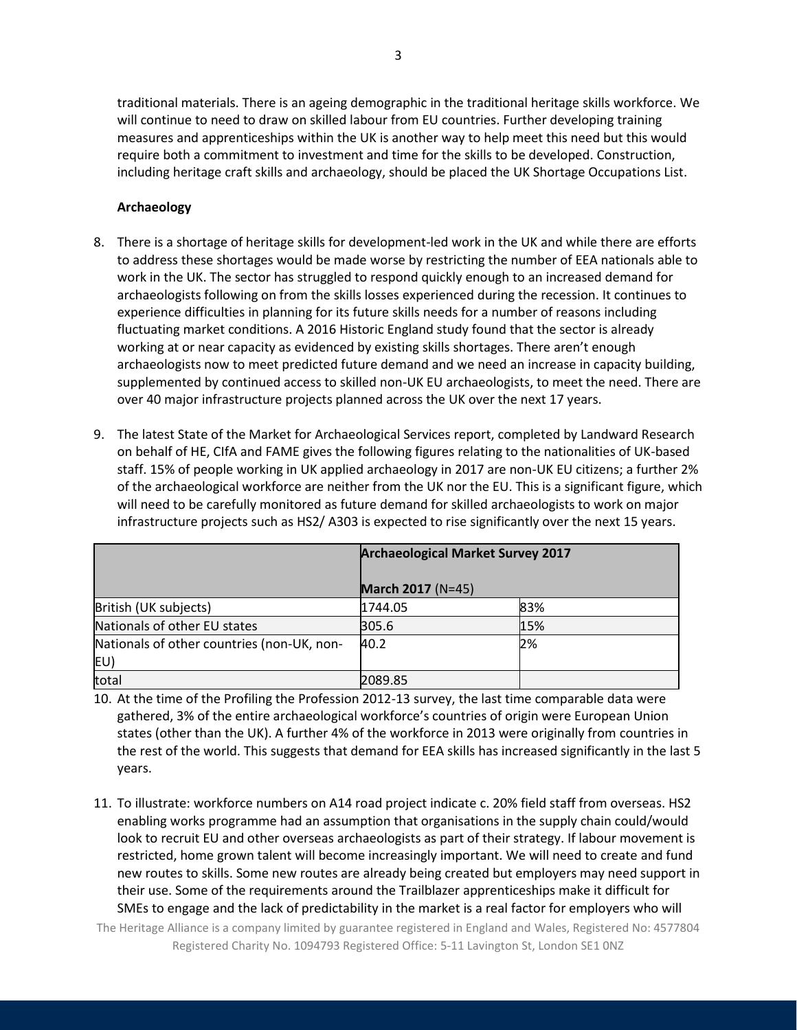traditional materials. There is an ageing demographic in the traditional heritage skills workforce. We will continue to need to draw on skilled labour from EU countries. Further developing training measures and apprenticeships within the UK is another way to help meet this need but this would require both a commitment to investment and time for the skills to be developed. Construction, including heritage craft skills and archaeology, should be placed the UK Shortage Occupations List.

**Archaeology**

8. There is a shortage of heritage skills for development-led work in the UK and while there are efforts to address these shortages would be made worse by restricting the number of EEA nationals able to work in the UK. The sector has struggled to respond quickly enough to an increased demand for archaeologists following on from the skills losses experienced during the recession. It continues to experience difficulties in planning for its future skills needs for a number of reasons including fluctuating market conditions. A 2016 Historic England study found that the sector is already working at or near capacity as evidenced by existing skills shortages. There aren't enough archaeologists now to meet predicted future demand and we need an increase in capacity building, supplemented by continued access to skilled non-UK EU archaeologists, to meet the need. There are over 40 major infrastructure projects planned across the UK over the next 17 years.

9. The latest State of the Market for Archaeological Services report, completed by Landward Research on behalf of HE, CIfA and FAME gives the following figures relating to the nationalities of UK-based staff. 15% of people working in UK applied archaeology in 2017 are non-UK EU citizens; a further 2% of the archaeological workforce are neither from the UK nor the EU. This is a significant figure, which will need to be carefully monitored as future demand for skilled archaeologists to work on major infrastructure projects such as HS2/ A303 is expected to rise significantly over the next 15 years.

| | **Archaeological Market Survey 2017** **March 2017** (N=45) | |
|---|---|---|
| British (UK subjects) | 1744.05 | 83% |
| Nationals of other EU states | 305.6 | 15% |
| Nationals of other countries (non-UK, non-EU) | 40.2 | 2% |
| total | 2089.85 | |

10. At the time of the Profiling the Profession 2012-13 survey, the last time comparable data were gathered, 3% of the entire archaeological workforce's countries of origin were European Union states (other than the UK). A further 4% of the workforce in 2013 were originally from countries in the rest of the world. This suggests that demand for EEA skills has increased significantly in the last 5 years.

11. To illustrate: workforce numbers on A14 road project indicate c. 20% field staff from overseas. HS2 enabling works programme had an assumption that organisations in the supply chain could/would look to recruit EU and other overseas archaeologists as part of their strategy. If labour movement is restricted, home grown talent will become increasingly important. We will need to create and fund new routes to skills. Some new routes are already being created but employers may need support in their use. Some of the requirements around the Trailblazer apprenticeships make it difficult for SMEs to engage and the lack of predictability in the market is a real factor for employers who will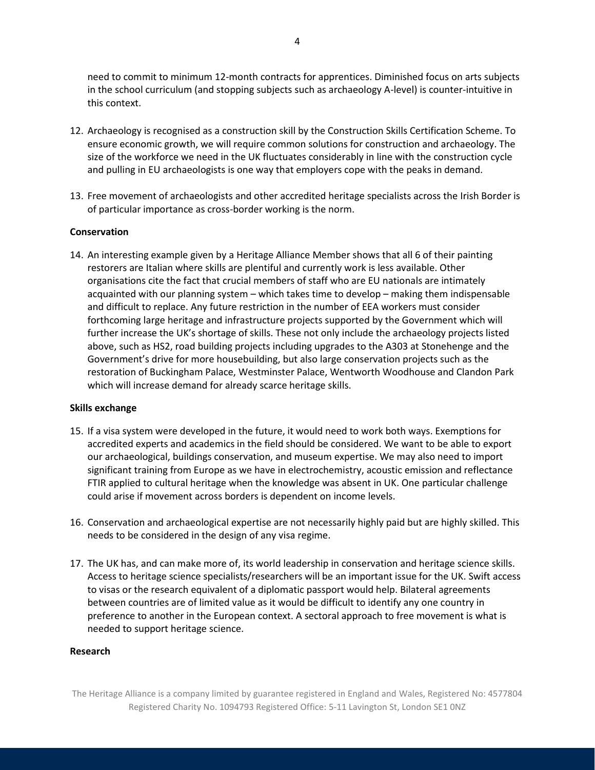need to commit to minimum 12-month contracts for apprentices. Diminished focus on arts subjects in the school curriculum (and stopping subjects such as archaeology A-level) is counter-intuitive in this context.

12. Archaeology is recognised as a construction skill by the Construction Skills Certification Scheme. To ensure economic growth, we will require common solutions for construction and archaeology. The size of the workforce we need in the UK fluctuates considerably in line with the construction cycle and pulling in EU archaeologists is one way that employers cope with the peaks in demand.

13. Free movement of archaeologists and other accredited heritage specialists across the Irish Border is of particular importance as cross-border working is the norm.

**Conservation**

14. An interesting example given by a Heritage Alliance Member shows that all 6 of their painting restorers are Italian where skills are plentiful and currently work is less available. Other organisations cite the fact that crucial members of staff who are EU nationals are intimately acquainted with our planning system – which takes time to develop – making them indispensable and difficult to replace. Any future restriction in the number of EEA workers must consider forthcoming large heritage and infrastructure projects supported by the Government which will further increase the UK's shortage of skills. These not only include the archaeology projects listed above, such as HS2, road building projects including upgrades to the A303 at Stonehenge and the Government's drive for more housebuilding, but also large conservation projects such as the restoration of Buckingham Palace, Westminster Palace, Wentworth Woodhouse and Clandon Park which will increase demand for already scarce heritage skills.

**Skills exchange**

15. If a visa system were developed in the future, it would need to work both ways. Exemptions for accredited experts and academics in the field should be considered. We want to be able to export our archaeological, buildings conservation, and museum expertise. We may also need to import significant training from Europe as we have in electrochemistry, acoustic emission and reflectance FTIR applied to cultural heritage when the knowledge was absent in UK. One particular challenge could arise if movement across borders is dependent on income levels.

16. Conservation and archaeological expertise are not necessarily highly paid but are highly skilled. This needs to be considered in the design of any visa regime.

17. The UK has, and can make more of, its world leadership in conservation and heritage science skills. Access to heritage science specialists/researchers will be an important issue for the UK. Swift access to visas or the research equivalent of a diplomatic passport would help. Bilateral agreements between countries are of limited value as it would be difficult to identify any one country in preference to another in the European context. A sectoral approach to free movement is what is needed to support heritage science.

**Research**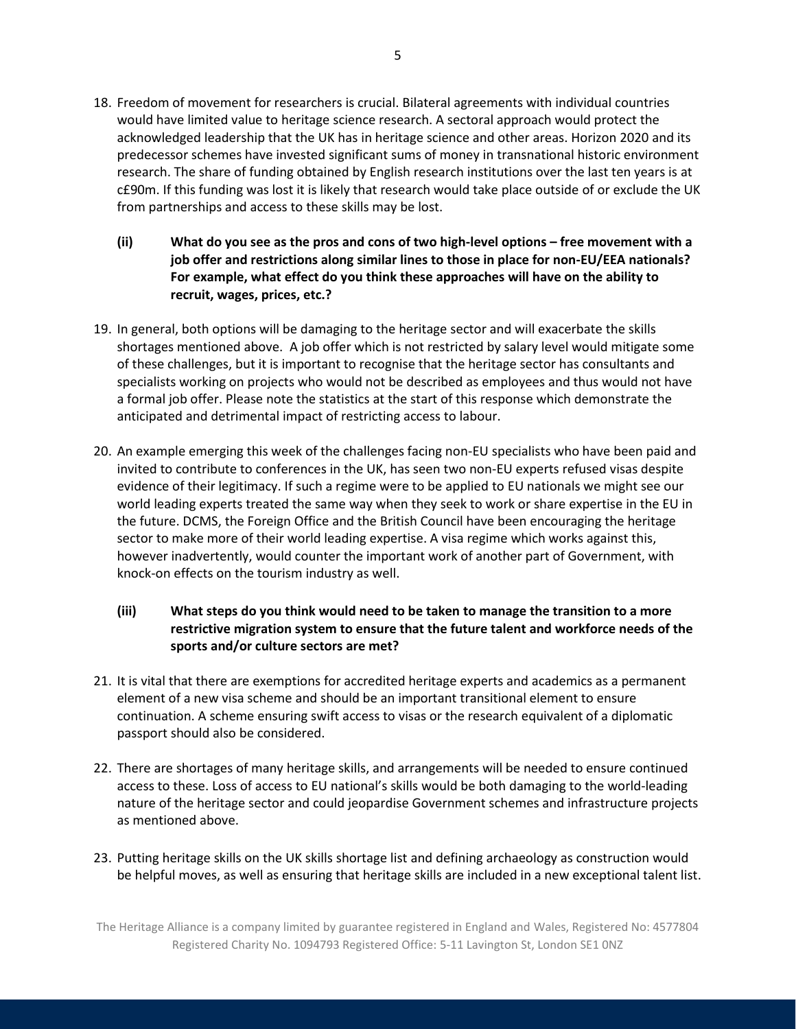18. Freedom of movement for researchers is crucial. Bilateral agreements with individual countries would have limited value to heritage science research. A sectoral approach would protect the acknowledged leadership that the UK has in heritage science and other areas. Horizon 2020 and its predecessor schemes have invested significant sums of money in transnational historic environment research. The share of funding obtained by English research institutions over the last ten years is at c£90m. If this funding was lost it is likely that research would take place outside of or exclude the UK from partnerships and access to these skills may be lost.

**(ii) What do you see as the pros and cons of two high-level options – free movement with a job offer and restrictions along similar lines to those in place for non-EU/EEA nationals? For example, what effect do you think these approaches will have on the ability to recruit, wages, prices, etc.?**

19. In general, both options will be damaging to the heritage sector and will exacerbate the skills shortages mentioned above. A job offer which is not restricted by salary level would mitigate some of these challenges, but it is important to recognise that the heritage sector has consultants and specialists working on projects who would not be described as employees and thus would not have a formal job offer. Please note the statistics at the start of this response which demonstrate the anticipated and detrimental impact of restricting access to labour.

20. An example emerging this week of the challenges facing non-EU specialists who have been paid and invited to contribute to conferences in the UK, has seen two non-EU experts refused visas despite evidence of their legitimacy. If such a regime were to be applied to EU nationals we might see our world leading experts treated the same way when they seek to work or share expertise in the EU in the future. DCMS, the Foreign Office and the British Council have been encouraging the heritage sector to make more of their world leading expertise. A visa regime which works against this, however inadvertently, would counter the important work of another part of Government, with knock-on effects on the tourism industry as well.

**(iii) What steps do you think would need to be taken to manage the transition to a more restrictive migration system to ensure that the future talent and workforce needs of the sports and/or culture sectors are met?**

21. It is vital that there are exemptions for accredited heritage experts and academics as a permanent element of a new visa scheme and should be an important transitional element to ensure continuation. A scheme ensuring swift access to visas or the research equivalent of a diplomatic passport should also be considered.

22. There are shortages of many heritage skills, and arrangements will be needed to ensure continued access to these. Loss of access to EU national's skills would be both damaging to the world-leading nature of the heritage sector and could jeopardise Government schemes and infrastructure projects as mentioned above.

23. Putting heritage skills on the UK skills shortage list and defining archaeology as construction would be helpful moves, as well as ensuring that heritage skills are included in a new exceptional talent list.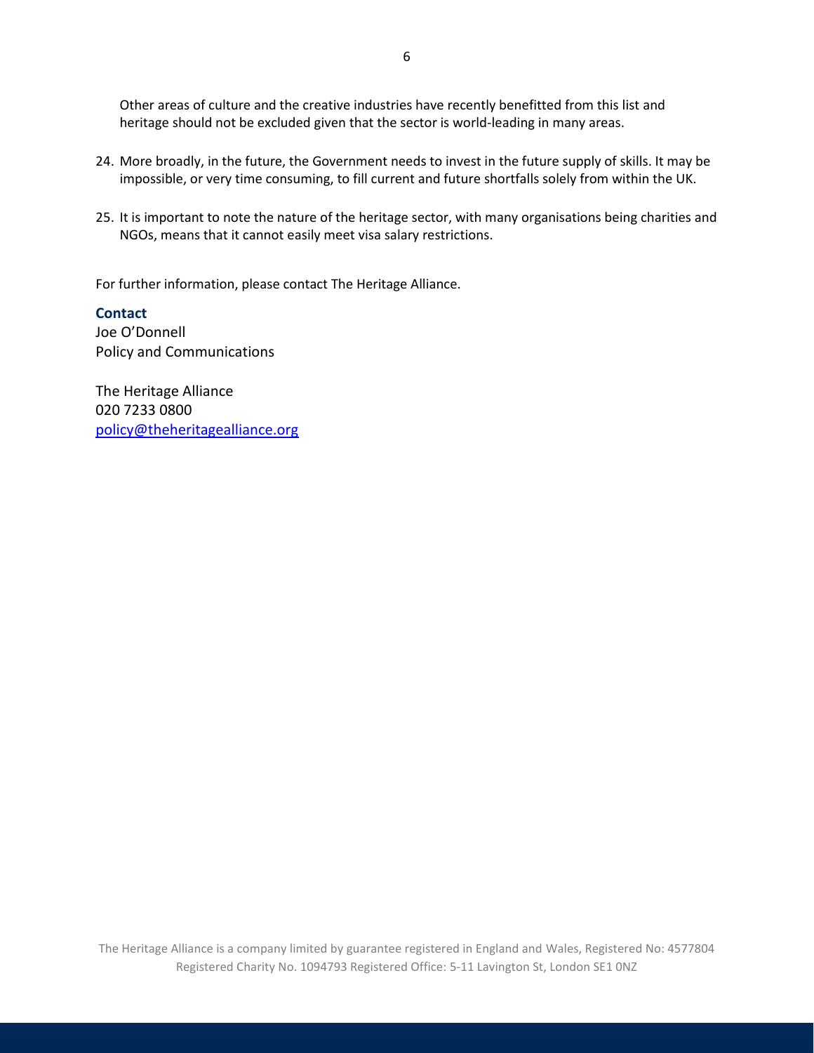Other areas of culture and the creative industries have recently benefitted from this list and heritage should not be excluded given that the sector is world-leading in many areas.

24. More broadly, in the future, the Government needs to invest in the future supply of skills. It may be impossible, or very time consuming, to fill current and future shortfalls solely from within the UK.

25. It is important to note the nature of the heritage sector, with many organisations being charities and NGOs, means that it cannot easily meet visa salary restrictions.

For further information, please contact The Heritage Alliance.

**Contact**
Joe O'Donnell
Policy and Communications

The Heritage Alliance
020 7233 0800
policy@theheritagealliance.org

The Heritage Alliance is a company limited by guarantee registered in England and Wales, Registered No: 4577804
Registered Charity No. 1094793 Registered Office: 5-11 Lavington St, London SE1 0NZ